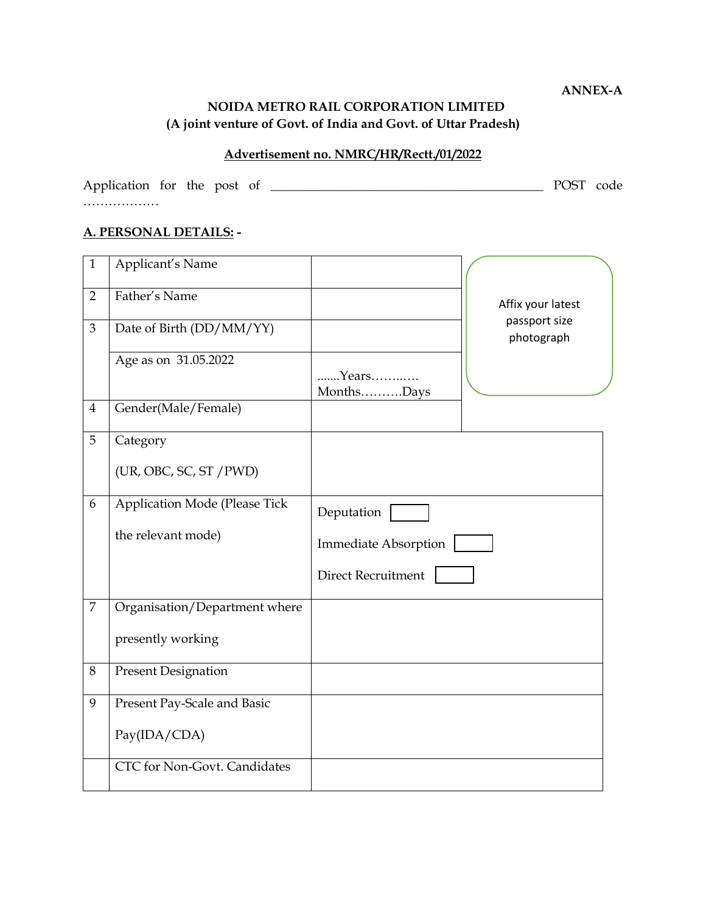**ANNEX-A**

**NOIDA METRO RAIL CORPORATION LIMITED**
**(A joint venture of Govt. of India and Govt. of Uttar Pradesh)**

**Advertisement no. NMRC/HR/Rectt./01/2022**

Application for the post of \_\_\_\_\_\_\_\_\_\_\_\_\_\_\_\_\_\_\_\_\_\_\_\_\_\_\_\_\_\_\_\_\_\_\_\_\_\_\_\_\_\_ POST code ………………

**A. PERSONAL DETAILS: -**

| | | | |
|---|---|---|---|
| 1 | Applicant's Name | | Affix your latest passport size photograph |
| 2 | Father's Name | | |
| 3 | Date of Birth (DD/MM/YY) | | |
| | Age as on 31.05.2022 | .......Years……..…. Months……….Days | |
| 4 | Gender(Male/Female) | | |
| 5 | Category (UR, OBC, SC, ST /PWD) | | |
| 6 | Application Mode (Please Tick the relevant mode) | Deputation ☐<br>Immediate Absorption ☐<br>Direct Recruitment ☐ | |
| 7 | Organisation/Department where presently working | | |
| 8 | Present Designation | | |
| 9 | Present Pay-Scale and Basic Pay(IDA/CDA) | | |
| | CTC for Non-Govt. Candidates | | |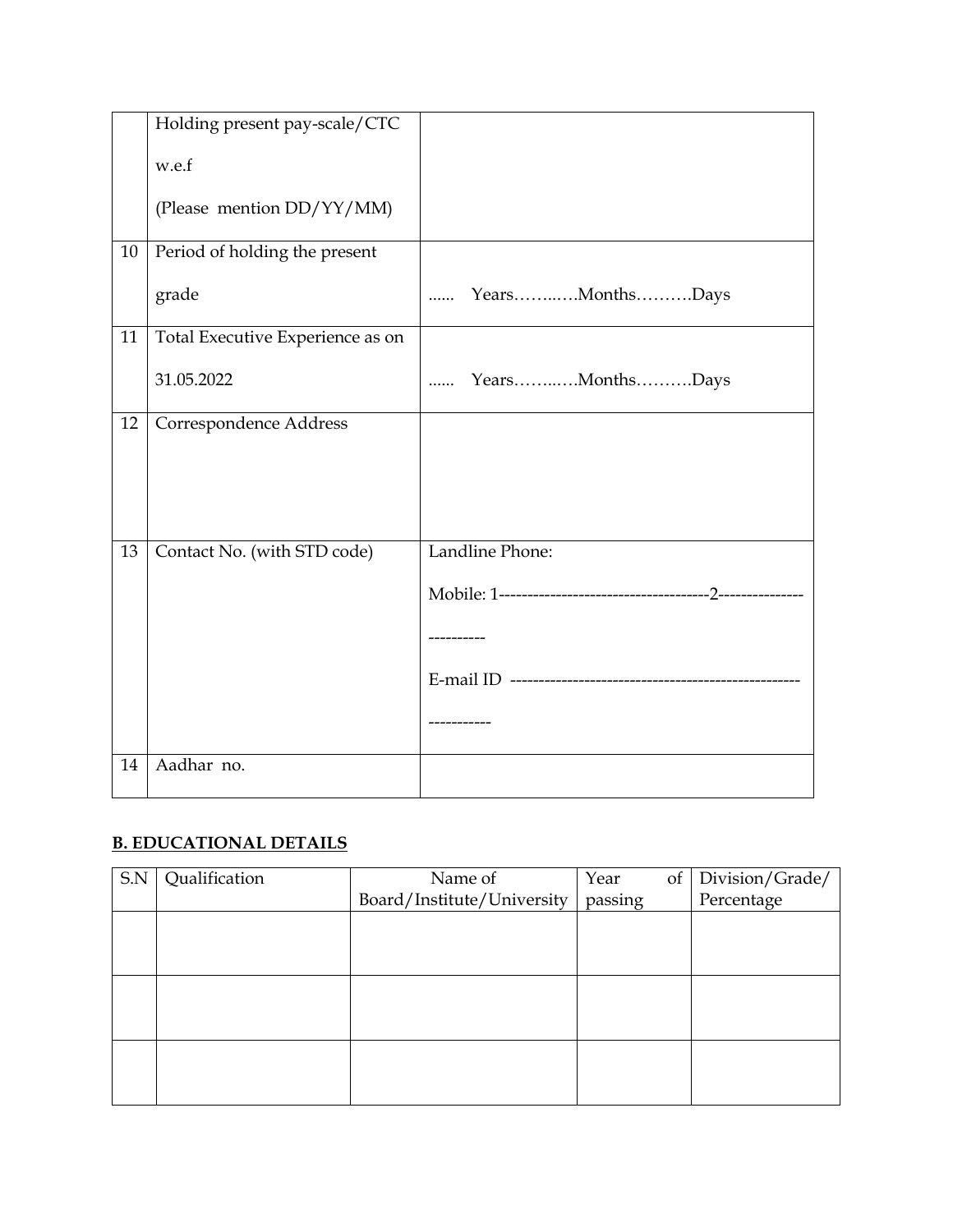|  |  |  |
|---|---|---|
|  | Holding present pay-scale/CTC w.e.f (Please mention DD/YY/MM) |  |
| 10 | Period of holding the present grade | ...... Years……..….Months……….Days |
| 11 | Total Executive Experience as on 31.05.2022 | ...... Years……..….Months……….Days |
| 12 | Correspondence Address |  |
| 13 | Contact No. (with STD code) | Landline Phone: Mobile: 1-------------------------------------2------------------------ E-mail ID ------------------------------------------------------------- |
| 14 | Aadhar no. |  |

## B. EDUCATIONAL DETAILS

| S.N | Qualification | Name of Board/Institute/University | Year of passing | Division/Grade/ Percentage |
|---|---|---|---|---|
|  |  |  |  |  |
|  |  |  |  |  |
|  |  |  |  |  |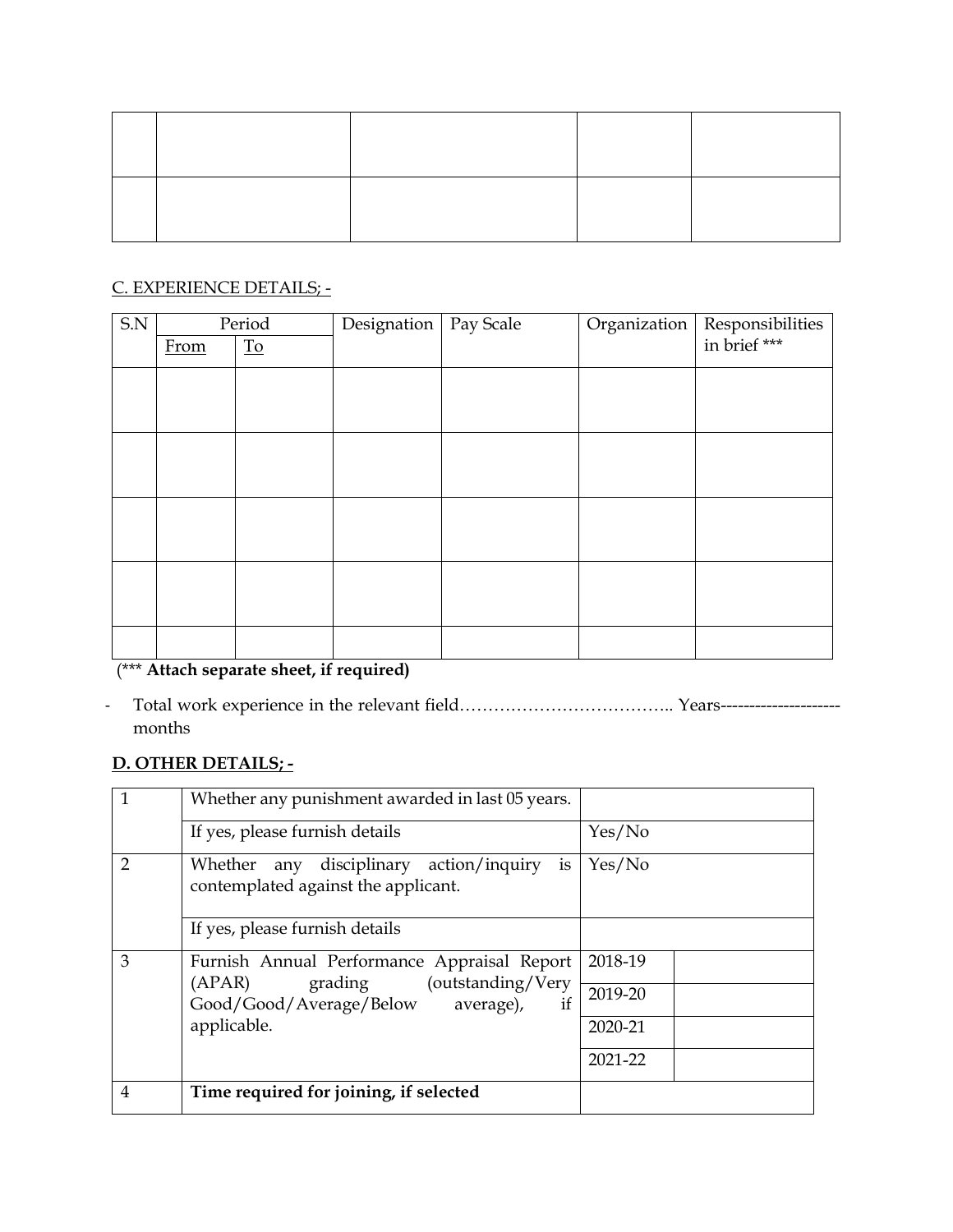| | | | | |
|---|---|---|---|---|
| | | | | |
| | | | | |

C. EXPERIENCE DETAILS; -

| S.N | Period | | Designation | Pay Scale | Organization | Responsibilities in brief *** |
|---|---|---|---|---|---|---|
| | From | To | | | | |
| | | | | | | |
| | | | | | | |
| | | | | | | |
| | | | | | | |
| | | | | | | |

(*** **Attach separate sheet, if required)**

- Total work experience in the relevant field……………………………….. Years--------------------- months

**D. OTHER DETAILS; -**

| | | | |
|---|---|---|---|
| 1 | Whether any punishment awarded in last 05 years. | | |
| | If yes, please furnish details | Yes/No | |
| 2 | Whether any disciplinary action/inquiry is contemplated against the applicant. | Yes/No | |
| | If yes, please furnish details | | |
| 3 | Furnish Annual Performance Appraisal Report (APAR) grading (outstanding/Very Good/Good/Average/Below average), if applicable. | 2018-19 | |
| | | 2019-20 | |
| | | 2020-21 | |
| | | 2021-22 | |
| 4 | **Time required for joining, if selected** | | |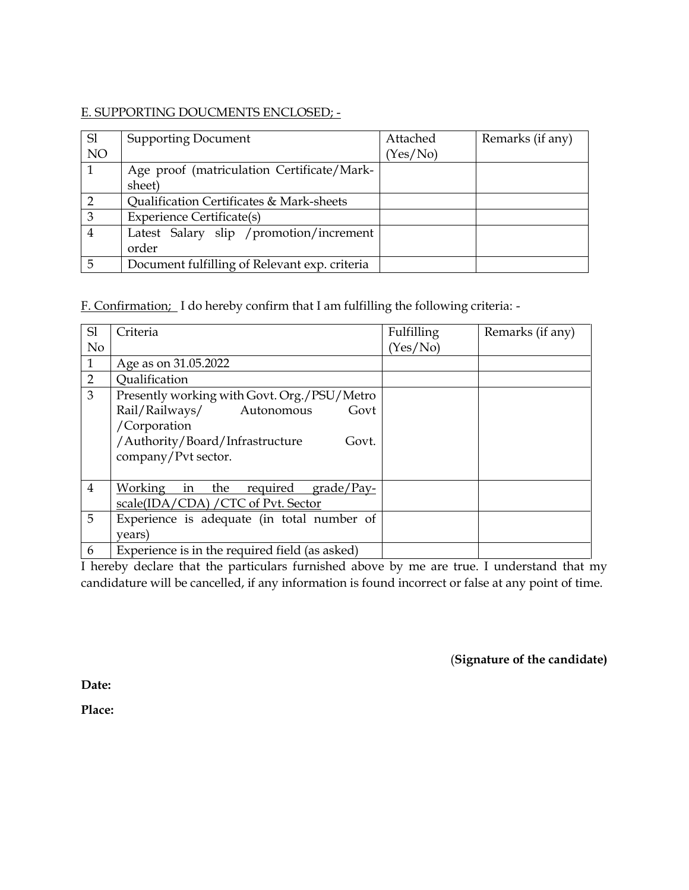E. SUPPORTING DOUCMENTS ENCLOSED; -

| Sl NO | Supporting Document | Attached (Yes/No) | Remarks (if any) |
|---|---|---|---|
| 1 | Age proof (matriculation Certificate/Mark-sheet) | | |
| 2 | Qualification Certificates & Mark-sheets | | |
| 3 | Experience Certificate(s) | | |
| 4 | Latest Salary slip /promotion/increment order | | |
| 5 | Document fulfilling of Relevant exp. criteria | | |

F. Confirmation; I do hereby confirm that I am fulfilling the following criteria: -

| Sl No | Criteria | Fulfilling (Yes/No) | Remarks (if any) |
|---|---|---|---|
| 1 | Age as on 31.05.2022 | | |
| 2 | Qualification | | |
| 3 | Presently working with Govt. Org./PSU/Metro Rail/Railways/ Autonomous Govt /Corporation /Authority/Board/Infrastructure Govt. company/Pvt sector. | | |
| 4 | Working in the required grade/Pay-scale(IDA/CDA) /CTC of Pvt. Sector | | |
| 5 | Experience is adequate (in total number of years) | | |
| 6 | Experience is in the required field (as asked) | | |

I hereby declare that the particulars furnished above by me are true. I understand that my candidature will be cancelled, if any information is found incorrect or false at any point of time.

(**Signature of the candidate)**

**Date:**

**Place:**